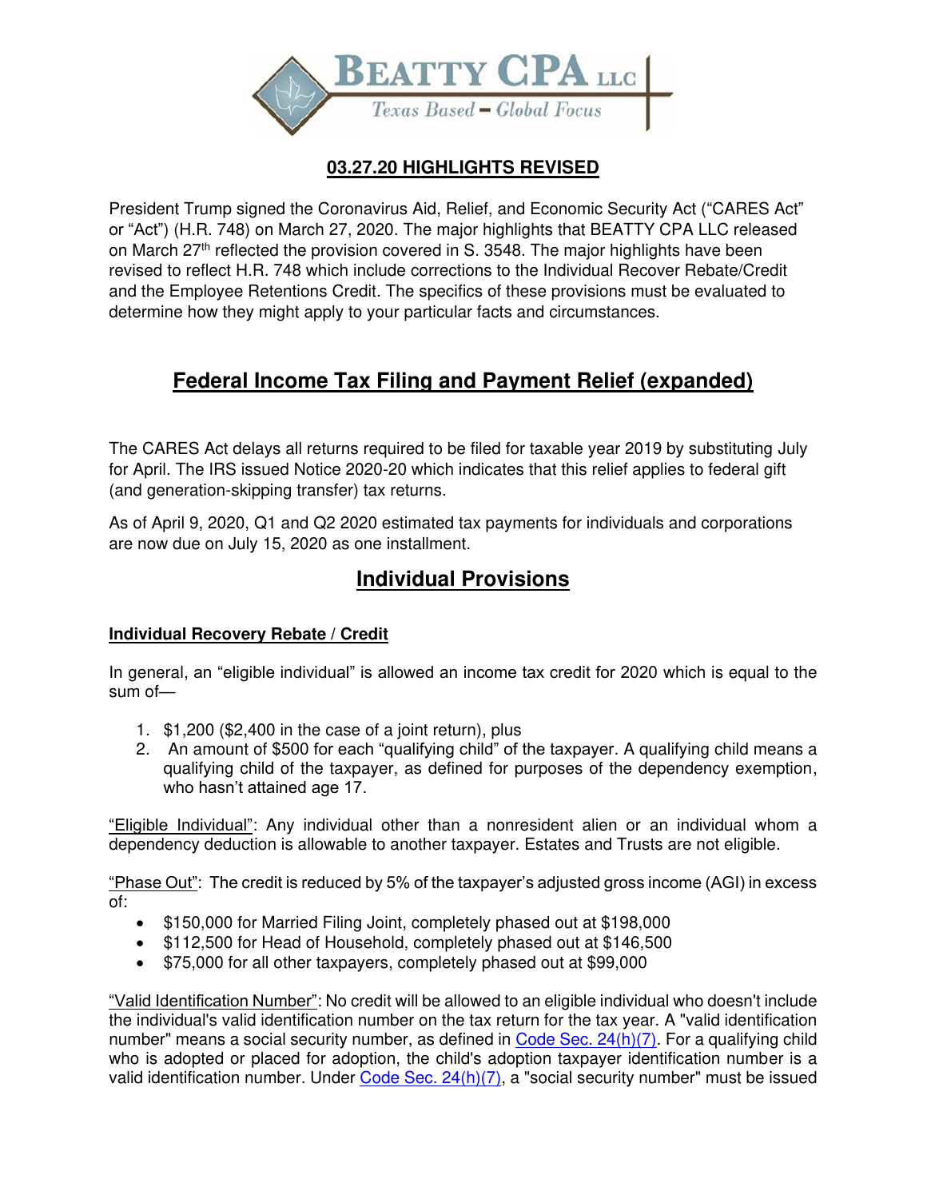BEATTY CPA LLC
Texas Based – Global Focus

## 03.27.20 HIGHLIGHTS REVISED

President Trump signed the Coronavirus Aid, Relief, and Economic Security Act ("CARES Act" or "Act") (H.R. 748) on March 27, 2020. The major highlights that BEATTY CPA LLC released on March 27th reflected the provision covered in S. 3548. The major highlights have been revised to reflect H.R. 748 which include corrections to the Individual Recover Rebate/Credit and the Employee Retentions Credit. The specifics of these provisions must be evaluated to determine how they might apply to your particular facts and circumstances.

# Federal Income Tax Filing and Payment Relief (expanded)

The CARES Act delays all returns required to be filed for taxable year 2019 by substituting July for April. The IRS issued Notice 2020-20 which indicates that this relief applies to federal gift (and generation-skipping transfer) tax returns.

As of April 9, 2020, Q1 and Q2 2020 estimated tax payments for individuals and corporations are now due on July 15, 2020 as one installment.

# Individual Provisions

### Individual Recovery Rebate / Credit

In general, an "eligible individual" is allowed an income tax credit for 2020 which is equal to the sum of—

1. $1,200 ($2,400 in the case of a joint return), plus
2. An amount of $500 for each "qualifying child" of the taxpayer. A qualifying child means a qualifying child of the taxpayer, as defined for purposes of the dependency exemption, who hasn't attained age 17.

"Eligible Individual": Any individual other than a nonresident alien or an individual whom a dependency deduction is allowable to another taxpayer. Estates and Trusts are not eligible.

"Phase Out": The credit is reduced by 5% of the taxpayer's adjusted gross income (AGI) in excess of:

- $150,000 for Married Filing Joint, completely phased out at $198,000
- $112,500 for Head of Household, completely phased out at $146,500
- $75,000 for all other taxpayers, completely phased out at $99,000

"Valid Identification Number": No credit will be allowed to an eligible individual who doesn't include the individual's valid identification number on the tax return for the tax year. A "valid identification number" means a social security number, as defined in Code Sec. 24(h)(7). For a qualifying child who is adopted or placed for adoption, the child's adoption taxpayer identification number is a valid identification number. Under Code Sec. 24(h)(7), a "social security number" must be issued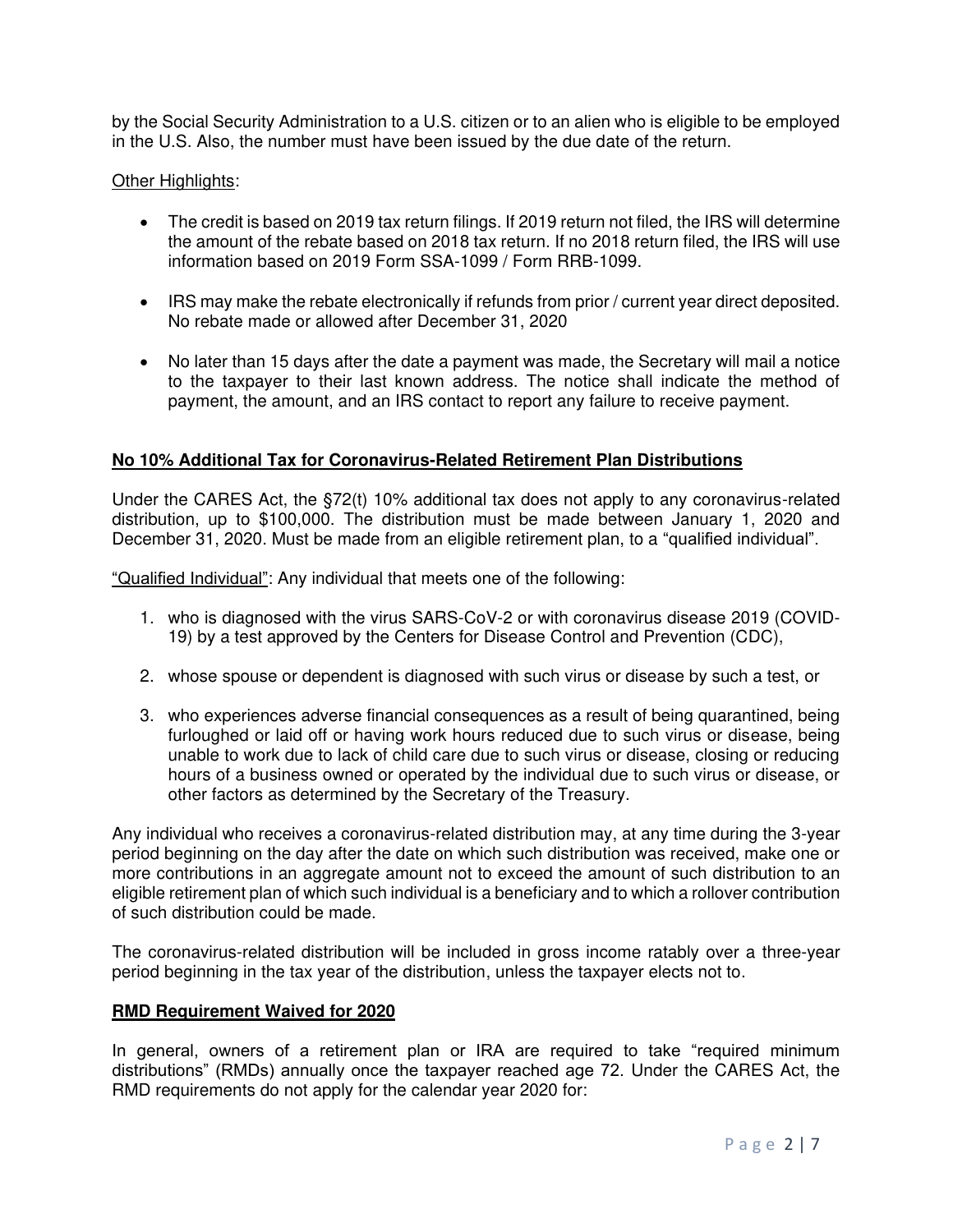by the Social Security Administration to a U.S. citizen or to an alien who is eligible to be employed in the U.S. Also, the number must have been issued by the due date of the return.

Other Highlights:

- The credit is based on 2019 tax return filings. If 2019 return not filed, the IRS will determine the amount of the rebate based on 2018 tax return. If no 2018 return filed, the IRS will use information based on 2019 Form SSA-1099 / Form RRB-1099.
- IRS may make the rebate electronically if refunds from prior / current year direct deposited. No rebate made or allowed after December 31, 2020
- No later than 15 days after the date a payment was made, the Secretary will mail a notice to the taxpayer to their last known address. The notice shall indicate the method of payment, the amount, and an IRS contact to report any failure to receive payment.

**No 10% Additional Tax for Coronavirus-Related Retirement Plan Distributions**

Under the CARES Act, the §72(t) 10% additional tax does not apply to any coronavirus-related distribution, up to $100,000. The distribution must be made between January 1, 2020 and December 31, 2020. Must be made from an eligible retirement plan, to a "qualified individual".

"Qualified Individual": Any individual that meets one of the following:

1. who is diagnosed with the virus SARS-CoV-2 or with coronavirus disease 2019 (COVID-19) by a test approved by the Centers for Disease Control and Prevention (CDC),
2. whose spouse or dependent is diagnosed with such virus or disease by such a test, or
3. who experiences adverse financial consequences as a result of being quarantined, being furloughed or laid off or having work hours reduced due to such virus or disease, being unable to work due to lack of child care due to such virus or disease, closing or reducing hours of a business owned or operated by the individual due to such virus or disease, or other factors as determined by the Secretary of the Treasury.

Any individual who receives a coronavirus-related distribution may, at any time during the 3-year period beginning on the day after the date on which such distribution was received, make one or more contributions in an aggregate amount not to exceed the amount of such distribution to an eligible retirement plan of which such individual is a beneficiary and to which a rollover contribution of such distribution could be made.

The coronavirus-related distribution will be included in gross income ratably over a three-year period beginning in the tax year of the distribution, unless the taxpayer elects not to.

**RMD Requirement Waived for 2020**

In general, owners of a retirement plan or IRA are required to take "required minimum distributions" (RMDs) annually once the taxpayer reached age 72. Under the CARES Act, the RMD requirements do not apply for the calendar year 2020 for: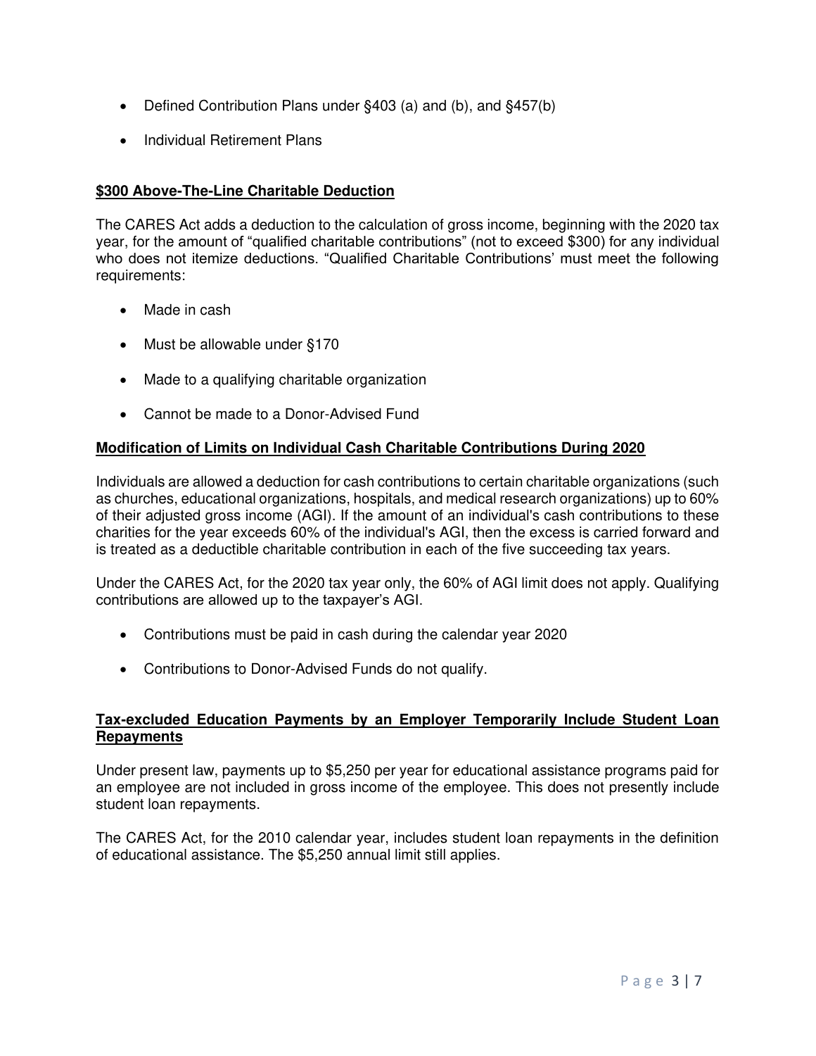- Defined Contribution Plans under §403 (a) and (b), and §457(b)
- Individual Retirement Plans

**<u>$300 Above-The-Line Charitable Deduction</u>**

The CARES Act adds a deduction to the calculation of gross income, beginning with the 2020 tax year, for the amount of "qualified charitable contributions" (not to exceed $300) for any individual who does not itemize deductions. "Qualified Charitable Contributions' must meet the following requirements:

- Made in cash
- Must be allowable under §170
- Made to a qualifying charitable organization
- Cannot be made to a Donor-Advised Fund

**<u>Modification of Limits on Individual Cash Charitable Contributions During 2020</u>**

Individuals are allowed a deduction for cash contributions to certain charitable organizations (such as churches, educational organizations, hospitals, and medical research organizations) up to 60% of their adjusted gross income (AGI). If the amount of an individual's cash contributions to these charities for the year exceeds 60% of the individual's AGI, then the excess is carried forward and is treated as a deductible charitable contribution in each of the five succeeding tax years.

Under the CARES Act, for the 2020 tax year only, the 60% of AGI limit does not apply. Qualifying contributions are allowed up to the taxpayer's AGI.

- Contributions must be paid in cash during the calendar year 2020
- Contributions to Donor-Advised Funds do not qualify.

**<u>Tax-excluded Education Payments by an Employer Temporarily Include Student Loan Repayments</u>**

Under present law, payments up to $5,250 per year for educational assistance programs paid for an employee are not included in gross income of the employee. This does not presently include student loan repayments.

The CARES Act, for the 2010 calendar year, includes student loan repayments in the definition of educational assistance. The $5,250 annual limit still applies.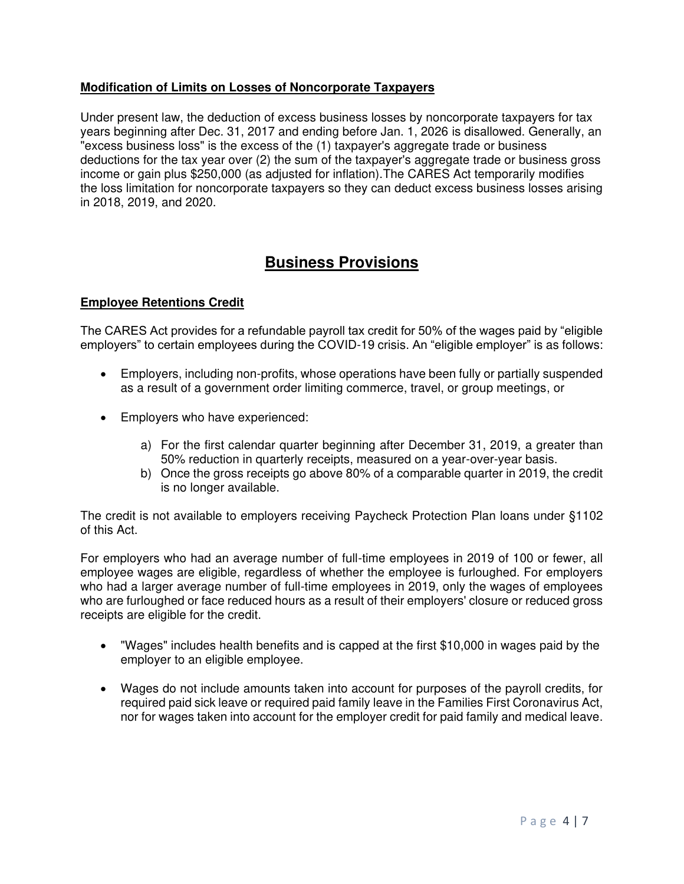**Modification of Limits on Losses of Noncorporate Taxpayers**

Under present law, the deduction of excess business losses by noncorporate taxpayers for tax years beginning after Dec. 31, 2017 and ending before Jan. 1, 2026 is disallowed. Generally, an "excess business loss" is the excess of the (1) taxpayer's aggregate trade or business deductions for the tax year over (2) the sum of the taxpayer's aggregate trade or business gross income or gain plus $250,000 (as adjusted for inflation).The CARES Act temporarily modifies the loss limitation for noncorporate taxpayers so they can deduct excess business losses arising in 2018, 2019, and 2020.

# Business Provisions

**Employee Retentions Credit**

The CARES Act provides for a refundable payroll tax credit for 50% of the wages paid by "eligible employers" to certain employees during the COVID-19 crisis. An "eligible employer" is as follows:

- Employers, including non-profits, whose operations have been fully or partially suspended as a result of a government order limiting commerce, travel, or group meetings, or

- Employers who have experienced:

   a) For the first calendar quarter beginning after December 31, 2019, a greater than 50% reduction in quarterly receipts, measured on a year-over-year basis.
   b) Once the gross receipts go above 80% of a comparable quarter in 2019, the credit is no longer available.

The credit is not available to employers receiving Paycheck Protection Plan loans under §1102 of this Act.

For employers who had an average number of full-time employees in 2019 of 100 or fewer, all employee wages are eligible, regardless of whether the employee is furloughed. For employers who had a larger average number of full-time employees in 2019, only the wages of employees who are furloughed or face reduced hours as a result of their employers' closure or reduced gross receipts are eligible for the credit.

- "Wages" includes health benefits and is capped at the first $10,000 in wages paid by the employer to an eligible employee.

- Wages do not include amounts taken into account for purposes of the payroll credits, for required paid sick leave or required paid family leave in the Families First Coronavirus Act, nor for wages taken into account for the employer credit for paid family and medical leave.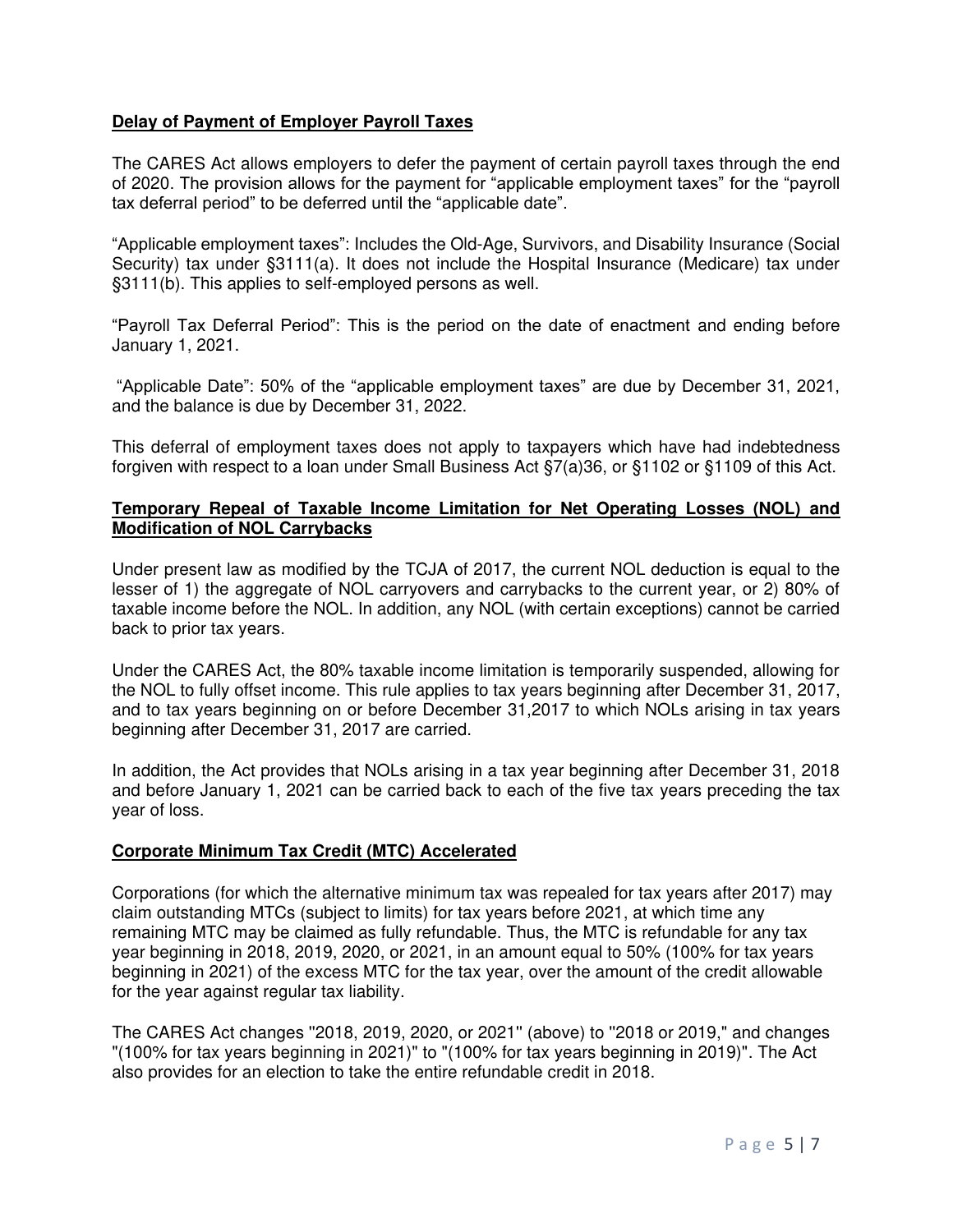**Delay of Payment of Employer Payroll Taxes**

The CARES Act allows employers to defer the payment of certain payroll taxes through the end of 2020. The provision allows for the payment for "applicable employment taxes" for the "payroll tax deferral period" to be deferred until the "applicable date".

"Applicable employment taxes": Includes the Old-Age, Survivors, and Disability Insurance (Social Security) tax under §3111(a). It does not include the Hospital Insurance (Medicare) tax under §3111(b). This applies to self-employed persons as well.

"Payroll Tax Deferral Period": This is the period on the date of enactment and ending before January 1, 2021.

"Applicable Date": 50% of the "applicable employment taxes" are due by December 31, 2021, and the balance is due by December 31, 2022.

This deferral of employment taxes does not apply to taxpayers which have had indebtedness forgiven with respect to a loan under Small Business Act §7(a)36, or §1102 or §1109 of this Act.

**Temporary Repeal of Taxable Income Limitation for Net Operating Losses (NOL) and Modification of NOL Carrybacks**

Under present law as modified by the TCJA of 2017, the current NOL deduction is equal to the lesser of 1) the aggregate of NOL carryovers and carrybacks to the current year, or 2) 80% of taxable income before the NOL. In addition, any NOL (with certain exceptions) cannot be carried back to prior tax years.

Under the CARES Act, the 80% taxable income limitation is temporarily suspended, allowing for the NOL to fully offset income. This rule applies to tax years beginning after December 31, 2017, and to tax years beginning on or before December 31,2017 to which NOLs arising in tax years beginning after December 31, 2017 are carried.

In addition, the Act provides that NOLs arising in a tax year beginning after December 31, 2018 and before January 1, 2021 can be carried back to each of the five tax years preceding the tax year of loss.

**Corporate Minimum Tax Credit (MTC) Accelerated**

Corporations (for which the alternative minimum tax was repealed for tax years after 2017) may claim outstanding MTCs (subject to limits) for tax years before 2021, at which time any remaining MTC may be claimed as fully refundable. Thus, the MTC is refundable for any tax year beginning in 2018, 2019, 2020, or 2021, in an amount equal to 50% (100% for tax years beginning in 2021) of the excess MTC for the tax year, over the amount of the credit allowable for the year against regular tax liability.

The CARES Act changes "2018, 2019, 2020, or 2021" (above) to "2018 or 2019," and changes "(100% for tax years beginning in 2021)" to "(100% for tax years beginning in 2019)". The Act also provides for an election to take the entire refundable credit in 2018.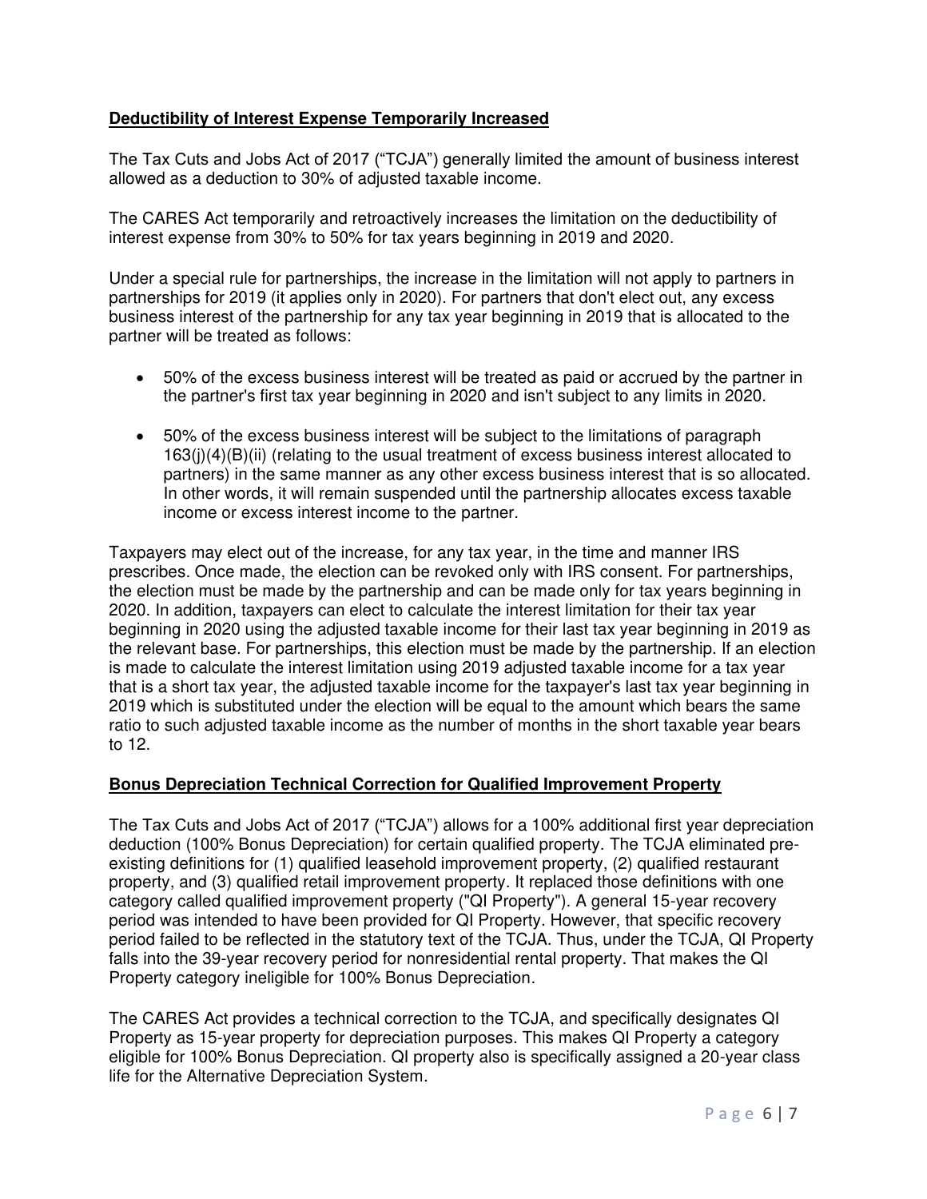**Deductibility of Interest Expense Temporarily Increased**

The Tax Cuts and Jobs Act of 2017 ("TCJA") generally limited the amount of business interest allowed as a deduction to 30% of adjusted taxable income.

The CARES Act temporarily and retroactively increases the limitation on the deductibility of interest expense from 30% to 50% for tax years beginning in 2019 and 2020.

Under a special rule for partnerships, the increase in the limitation will not apply to partners in partnerships for 2019 (it applies only in 2020). For partners that don't elect out, any excess business interest of the partnership for any tax year beginning in 2019 that is allocated to the partner will be treated as follows:

- 50% of the excess business interest will be treated as paid or accrued by the partner in the partner's first tax year beginning in 2020 and isn't subject to any limits in 2020.
- 50% of the excess business interest will be subject to the limitations of paragraph 163(j)(4)(B)(ii) (relating to the usual treatment of excess business interest allocated to partners) in the same manner as any other excess business interest that is so allocated. In other words, it will remain suspended until the partnership allocates excess taxable income or excess interest income to the partner.

Taxpayers may elect out of the increase, for any tax year, in the time and manner IRS prescribes. Once made, the election can be revoked only with IRS consent. For partnerships, the election must be made by the partnership and can be made only for tax years beginning in 2020. In addition, taxpayers can elect to calculate the interest limitation for their tax year beginning in 2020 using the adjusted taxable income for their last tax year beginning in 2019 as the relevant base. For partnerships, this election must be made by the partnership. If an election is made to calculate the interest limitation using 2019 adjusted taxable income for a tax year that is a short tax year, the adjusted taxable income for the taxpayer's last tax year beginning in 2019 which is substituted under the election will be equal to the amount which bears the same ratio to such adjusted taxable income as the number of months in the short taxable year bears to 12.

**Bonus Depreciation Technical Correction for Qualified Improvement Property**

The Tax Cuts and Jobs Act of 2017 ("TCJA") allows for a 100% additional first year depreciation deduction (100% Bonus Depreciation) for certain qualified property. The TCJA eliminated pre-existing definitions for (1) qualified leasehold improvement property, (2) qualified restaurant property, and (3) qualified retail improvement property. It replaced those definitions with one category called qualified improvement property ("QI Property"). A general 15-year recovery period was intended to have been provided for QI Property. However, that specific recovery period failed to be reflected in the statutory text of the TCJA. Thus, under the TCJA, QI Property falls into the 39-year recovery period for nonresidential rental property. That makes the QI Property category ineligible for 100% Bonus Depreciation.

The CARES Act provides a technical correction to the TCJA, and specifically designates QI Property as 15-year property for depreciation purposes. This makes QI Property a category eligible for 100% Bonus Depreciation. QI property also is specifically assigned a 20-year class life for the Alternative Depreciation System.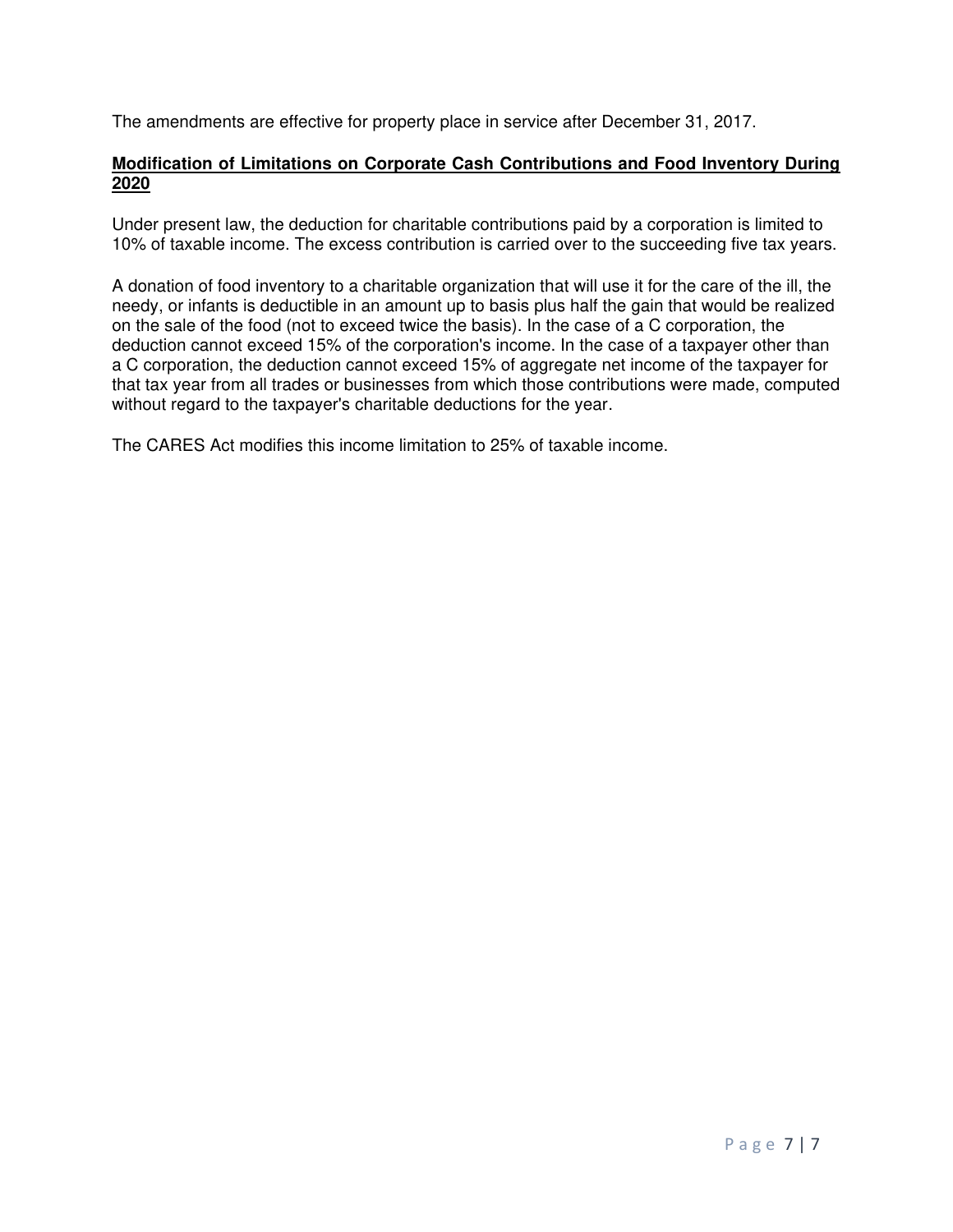The amendments are effective for property place in service after December 31, 2017.

**Modification of Limitations on Corporate Cash Contributions and Food Inventory During 2020**

Under present law, the deduction for charitable contributions paid by a corporation is limited to 10% of taxable income. The excess contribution is carried over to the succeeding five tax years.

A donation of food inventory to a charitable organization that will use it for the care of the ill, the needy, or infants is deductible in an amount up to basis plus half the gain that would be realized on the sale of the food (not to exceed twice the basis). In the case of a C corporation, the deduction cannot exceed 15% of the corporation's income. In the case of a taxpayer other than a C corporation, the deduction cannot exceed 15% of aggregate net income of the taxpayer for that tax year from all trades or businesses from which those contributions were made, computed without regard to the taxpayer's charitable deductions for the year.

The CARES Act modifies this income limitation to 25% of taxable income.